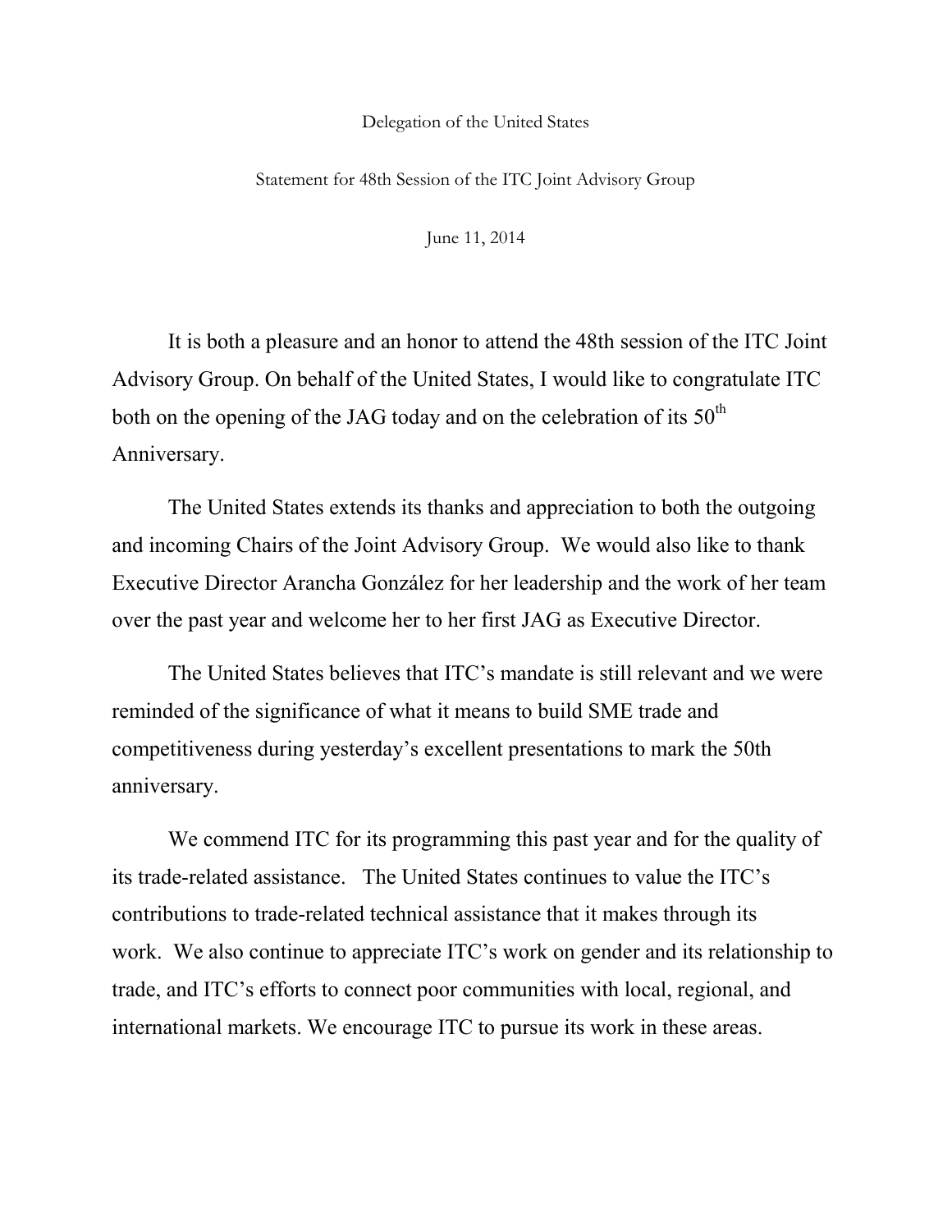Delegation of the United States

Statement for 48th Session of the ITC Joint Advisory Group

June 11, 2014

It is both a pleasure and an honor to attend the 48th session of the ITC Joint Advisory Group. On behalf of the United States, I would like to congratulate ITC both on the opening of the JAG today and on the celebration of its 50th Anniversary.

The United States extends its thanks and appreciation to both the outgoing and incoming Chairs of the Joint Advisory Group. We would also like to thank Executive Director Arancha González for her leadership and the work of her team over the past year and welcome her to her first JAG as Executive Director.

The United States believes that ITC's mandate is still relevant and we were reminded of the significance of what it means to build SME trade and competitiveness during yesterday's excellent presentations to mark the 50th anniversary.

We commend ITC for its programming this past year and for the quality of its trade-related assistance. The United States continues to value the ITC's contributions to trade-related technical assistance that it makes through its work. We also continue to appreciate ITC's work on gender and its relationship to trade, and ITC's efforts to connect poor communities with local, regional, and international markets. We encourage ITC to pursue its work in these areas.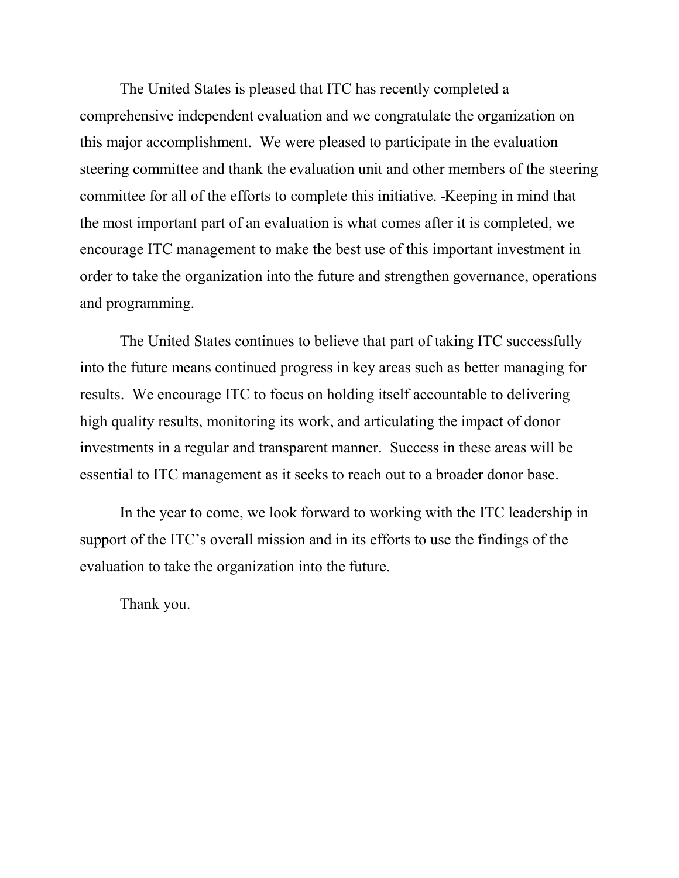The United States is pleased that ITC has recently completed a comprehensive independent evaluation and we congratulate the organization on this major accomplishment. We were pleased to participate in the evaluation steering committee and thank the evaluation unit and other members of the steering committee for all of the efforts to complete this initiative. Keeping in mind that the most important part of an evaluation is what comes after it is completed, we encourage ITC management to make the best use of this important investment in order to take the organization into the future and strengthen governance, operations and programming.

The United States continues to believe that part of taking ITC successfully into the future means continued progress in key areas such as better managing for results. We encourage ITC to focus on holding itself accountable to delivering high quality results, monitoring its work, and articulating the impact of donor investments in a regular and transparent manner. Success in these areas will be essential to ITC management as it seeks to reach out to a broader donor base.

In the year to come, we look forward to working with the ITC leadership in support of the ITC's overall mission and in its efforts to use the findings of the evaluation to take the organization into the future.

Thank you.